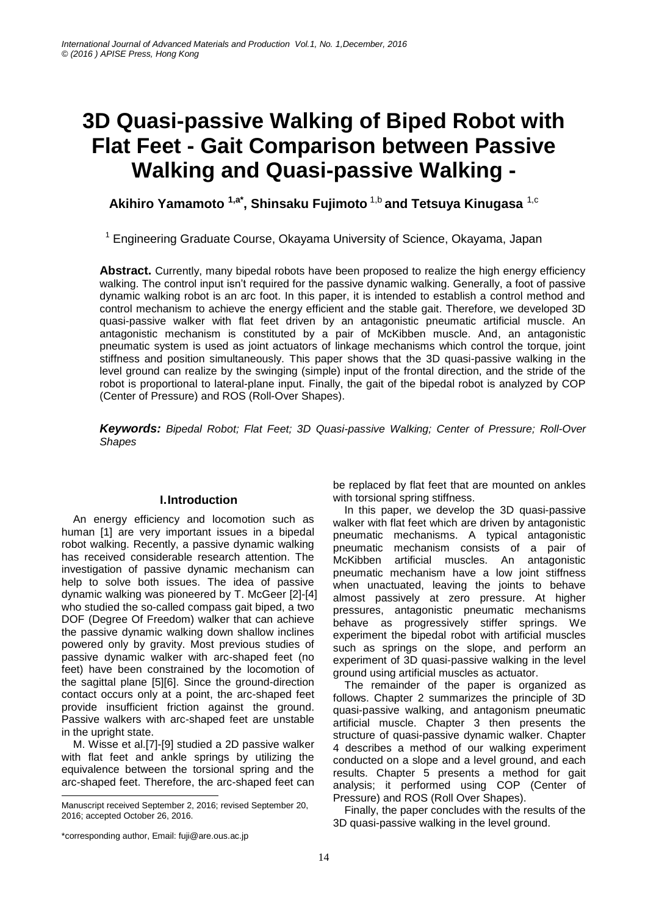# 3D Quasi-passive Walking of Biped Robot with Flat Feet - Gait Comparison between Passive Walking and Quasi-passive Walking -

**Akihiro Yamamoto [1,a*], Shinsaku Fujimoto [1,b] and Tetsuya Kinugasa [1,c]**

[1] Engineering Graduate Course, Okayama University of Science, Okayama, Japan

**Abstract.** Currently, many bipedal robots have been proposed to realize the high energy efficiency walking. The control input isn't required for the passive dynamic walking. Generally, a foot of passive dynamic walking robot is an arc foot. In this paper, it is intended to establish a control method and control mechanism to achieve the energy efficient and the stable gait. Therefore, we developed 3D quasi-passive walker with flat feet driven by an antagonistic pneumatic artificial muscle. An antagonistic mechanism is constituted by a pair of McKibben muscle. And, an antagonistic pneumatic system is used as joint actuators of linkage mechanisms which control the torque, joint stiffness and position simultaneously. This paper shows that the 3D quasi-passive walking in the level ground can realize by the swinging (simple) input of the frontal direction, and the stride of the robot is proportional to lateral-plane input. Finally, the gait of the bipedal robot is analyzed by COP (Center of Pressure) and ROS (Roll-Over Shapes).

***Keywords:*** *Bipedal Robot; Flat Feet; 3D Quasi-passive Walking; Center of Pressure; Roll-Over Shapes*

## I. Introduction

An energy efficiency and locomotion such as human [1] are very important issues in a bipedal robot walking. Recently, a passive dynamic walking has received considerable research attention. The investigation of passive dynamic mechanism can help to solve both issues. The idea of passive dynamic walking was pioneered by T. McGeer [2]-[4] who studied the so-called compass gait biped, a two DOF (Degree Of Freedom) walker that can achieve the passive dynamic walking down shallow inclines powered only by gravity. Most previous studies of passive dynamic walker with arc-shaped feet (no feet) have been constrained by the locomotion of the sagittal plane [5][6]. Since the ground-direction contact occurs only at a point, the arc-shaped feet provide insufficient friction against the ground. Passive walkers with arc-shaped feet are unstable in the upright state.

M. Wisse et al.[7]-[9] studied a 2D passive walker with flat feet and ankle springs by utilizing the equivalence between the torsional spring and the arc-shaped feet. Therefore, the arc-shaped feet can be replaced by flat feet that are mounted on ankles with torsional spring stiffness.

In this paper, we develop the 3D quasi-passive walker with flat feet which are driven by antagonistic pneumatic mechanisms. A typical antagonistic pneumatic mechanism consists of a pair of McKibben artificial muscles. An antagonistic pneumatic mechanism have a low joint stiffness when unactuated, leaving the joints to behave almost passively at zero pressure. At higher pressures, antagonistic pneumatic mechanisms behave as progressively stiffer springs. We experiment the bipedal robot with artificial muscles such as springs on the slope, and perform an experiment of 3D quasi-passive walking in the level ground using artificial muscles as actuator.

The remainder of the paper is organized as follows. Chapter 2 summarizes the principle of 3D quasi-passive walking, and antagonism pneumatic artificial muscle. Chapter 3 then presents the structure of quasi-passive dynamic walker. Chapter 4 describes a method of our walking experiment conducted on a slope and a level ground, and each results. Chapter 5 presents a method for gait analysis; it performed using COP (Center of Pressure) and ROS (Roll Over Shapes).

Finally, the paper concludes with the results of the 3D quasi-passive walking in the level ground.

---

Manuscript received September 2, 2016; revised September 20, 2016; accepted October 26, 2016.

*corresponding author, Email: fuji@are.ous.ac.jp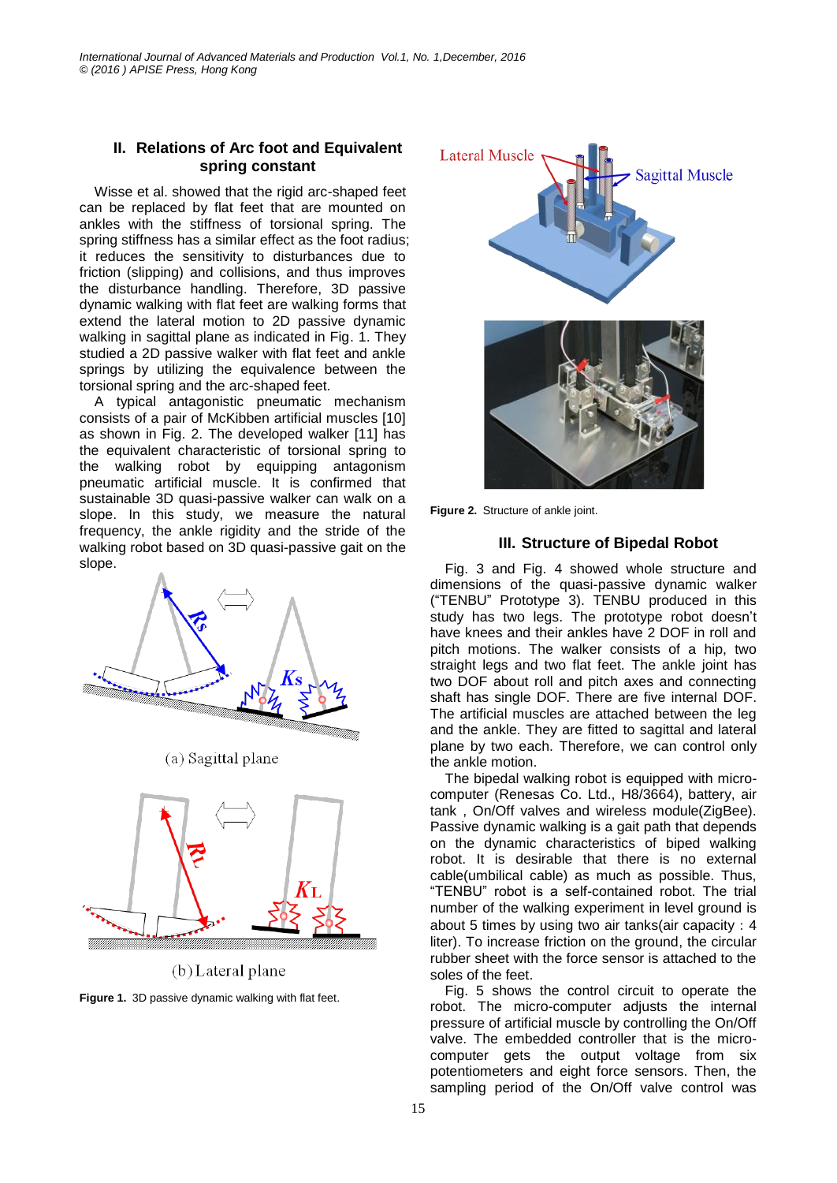## II. Relations of Arc foot and Equivalent spring constant

Wisse et al. showed that the rigid arc-shaped feet can be replaced by flat feet that are mounted on ankles with the stiffness of torsional spring. The spring stiffness has a similar effect as the foot radius; it reduces the sensitivity to disturbances due to friction (slipping) and collisions, and thus improves the disturbance handling. Therefore, 3D passive dynamic walking with flat feet are walking forms that extend the lateral motion to 2D passive dynamic walking in sagittal plane as indicated in Fig. 1. They studied a 2D passive walker with flat feet and ankle springs by utilizing the equivalence between the torsional spring and the arc-shaped feet.

A typical antagonistic pneumatic mechanism consists of a pair of McKibben artificial muscles [10] as shown in Fig. 2. The developed walker [11] has the equivalent characteristic of torsional spring to the walking robot by equipping antagonism pneumatic artificial muscle. It is confirmed that sustainable 3D quasi-passive walker can walk on a slope. In this study, we measure the natural frequency, the ankle rigidity and the stride of the walking robot based on 3D quasi-passive gait on the slope.

(a) Sagittal plane

(b) Lateral plane

**Figure 1.** 3D passive dynamic walking with flat feet.

**Figure 2.** Structure of ankle joint.

## III. Structure of Bipedal Robot

Fig. 3 and Fig. 4 showed whole structure and dimensions of the quasi-passive dynamic walker ("TENBU" Prototype 3). TENBU produced in this study has two legs. The prototype robot doesn't have knees and their ankles have 2 DOF in roll and pitch motions. The walker consists of a hip, two straight legs and two flat feet. The ankle joint has two DOF about roll and pitch axes and connecting shaft has single DOF. There are five internal DOF. The artificial muscles are attached between the leg and the ankle. They are fitted to sagittal and lateral plane by two each. Therefore, we can control only the ankle motion.

The bipedal walking robot is equipped with micro-computer (Renesas Co. Ltd., H8/3664), battery, air tank , On/Off valves and wireless module(ZigBee). Passive dynamic walking is a gait path that depends on the dynamic characteristics of biped walking robot. It is desirable that there is no external cable(umbilical cable) as much as possible. Thus, "TENBU" robot is a self-contained robot. The trial number of the walking experiment in level ground is about 5 times by using two air tanks(air capacity : 4 liter). To increase friction on the ground, the circular rubber sheet with the force sensor is attached to the soles of the feet.

Fig. 5 shows the control circuit to operate the robot. The micro-computer adjusts the internal pressure of artificial muscle by controlling the On/Off valve. The embedded controller that is the micro-computer gets the output voltage from six potentiometers and eight force sensors. Then, the sampling period of the On/Off valve control was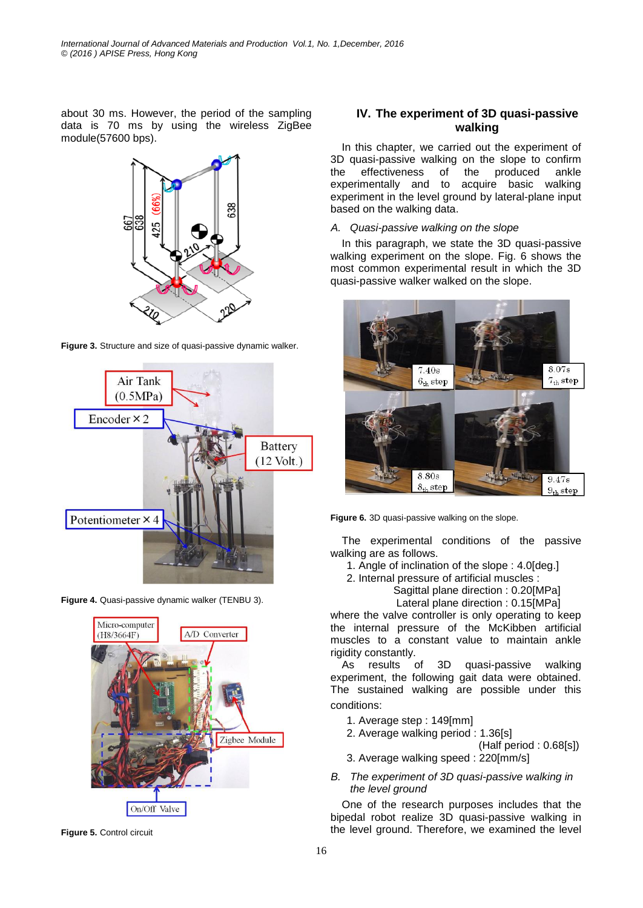about 30 ms. However, the period of the sampling data is 70 ms by using the wireless ZigBee module(57600 bps).

**Figure 3.** Structure and size of quasi-passive dynamic walker.

**Figure 4.** Quasi-passive dynamic walker (TENBU 3).

**Figure 5.** Control circuit

## IV. The experiment of 3D quasi-passive walking

In this chapter, we carried out the experiment of 3D quasi-passive walking on the slope to confirm the effectiveness of the produced ankle experimentally and to acquire basic walking experiment in the level ground by lateral-plane input based on the walking data.

### *A. Quasi-passive walking on the slope*

In this paragraph, we state the 3D quasi-passive walking experiment on the slope. Fig. 6 shows the most common experimental result in which the 3D quasi-passive walker walked on the slope.

**Figure 6.** 3D quasi-passive walking on the slope.

The experimental conditions of the passive walking are as follows.

1. Angle of inclination of the slope : 4.0[deg.]
2. Internal pressure of artificial muscles :
   Sagittal plane direction : 0.20[MPa]
   Lateral plane direction : 0.15[MPa]

where the valve controller is only operating to keep the internal pressure of the McKibben artificial muscles to a constant value to maintain ankle rigidity constantly.

As results of 3D quasi-passive walking experiment, the following gait data were obtained. The sustained walking are possible under this conditions:

1. Average step : 149[mm]
2. Average walking period : 1.36[s]
   (Half period : 0.68[s])
3. Average walking speed : 220[mm/s]

### *B. The experiment of 3D quasi-passive walking in the level ground*

One of the research purposes includes that the bipedal robot realize 3D quasi-passive walking in the level ground. Therefore, we examined the level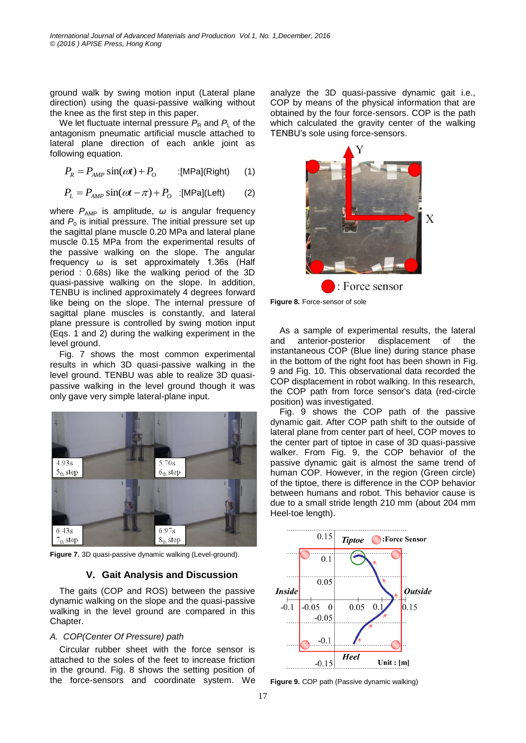ground walk by swing motion input (Lateral plane direction) using the quasi-passive walking without the knee as the first step in this paper.

We let fluctuate internal pressure $P_R$ and $P_L$ of the antagonism pneumatic artificial muscle attached to lateral plane direction of each ankle joint as following equation.

$$P_R = P_{AMP} \sin(\omega t) + P_O \quad \text{:[MPa](Right)} \tag{1}$$

$$P_L = P_{AMP} \sin(\omega t - \pi) + P_O \quad \text{:[MPa](Left)} \tag{2}$$

where $P_{AMP}$ is amplitude, $\omega$ is angular frequency and $P_0$ is initial pressure. The initial pressure set up the sagittal plane muscle 0.20 MPa and lateral plane muscle 0.15 MPa from the experimental results of the passive walking on the slope. The angular frequency ω is set approximately 1.36s (Half period : 0.68s) like the walking period of the 3D quasi-passive walking on the slope. In addition, TENBU is inclined approximately 4 degrees forward like being on the slope. The internal pressure of sagittal plane muscles is constantly, and lateral plane pressure is controlled by swing motion input (Eqs. 1 and 2) during the walking experiment in the level ground.

Fig. 7 shows the most common experimental results in which 3D quasi-passive walking in the level ground. TENBU was able to realize 3D quasi-passive walking in the level ground though it was only gave very simple lateral-plane input.

**Figure 7.** 3D quasi-passive dynamic walking (Level-ground).

## V. Gait Analysis and Discussion

The gaits (COP and ROS) between the passive dynamic walking on the slope and the quasi-passive walking in the level ground are compared in this Chapter.

### *A. COP(Center Of Pressure) path*

Circular rubber sheet with the force sensor is attached to the soles of the feet to increase friction in the ground. Fig. 8 shows the setting position of the force-sensors and coordinate system. We analyze the 3D quasi-passive dynamic gait i.e., COP by means of the physical information that are obtained by the four force-sensors. COP is the path which calculated the gravity center of the walking TENBU's sole using force-sensors.

**Figure 8.** Force-sensor of sole

As a sample of experimental results, the lateral and anterior-posterior displacement of the instantaneous COP (Blue line) during stance phase in the bottom of the right foot has been shown in Fig. 9 and Fig. 10. This observational data recorded the COP displacement in robot walking. In this research, the COP path from force sensor's data (red-circle position) was investigated.

Fig. 9 shows the COP path of the passive dynamic gait. After COP path shift to the outside of lateral plane from center part of heel, COP moves to the center part of tiptoe in case of 3D quasi-passive walker. From Fig. 9, the COP behavior of the passive dynamic gait is almost the same trend of human COP. However, in the region (Green circle) of the tiptoe, there is difference in the COP behavior between humans and robot. This behavior cause is due to a small stride length 210 mm (about 204 mm Heel-toe length).

**Figure 9.** COP path (Passive dynamic walking)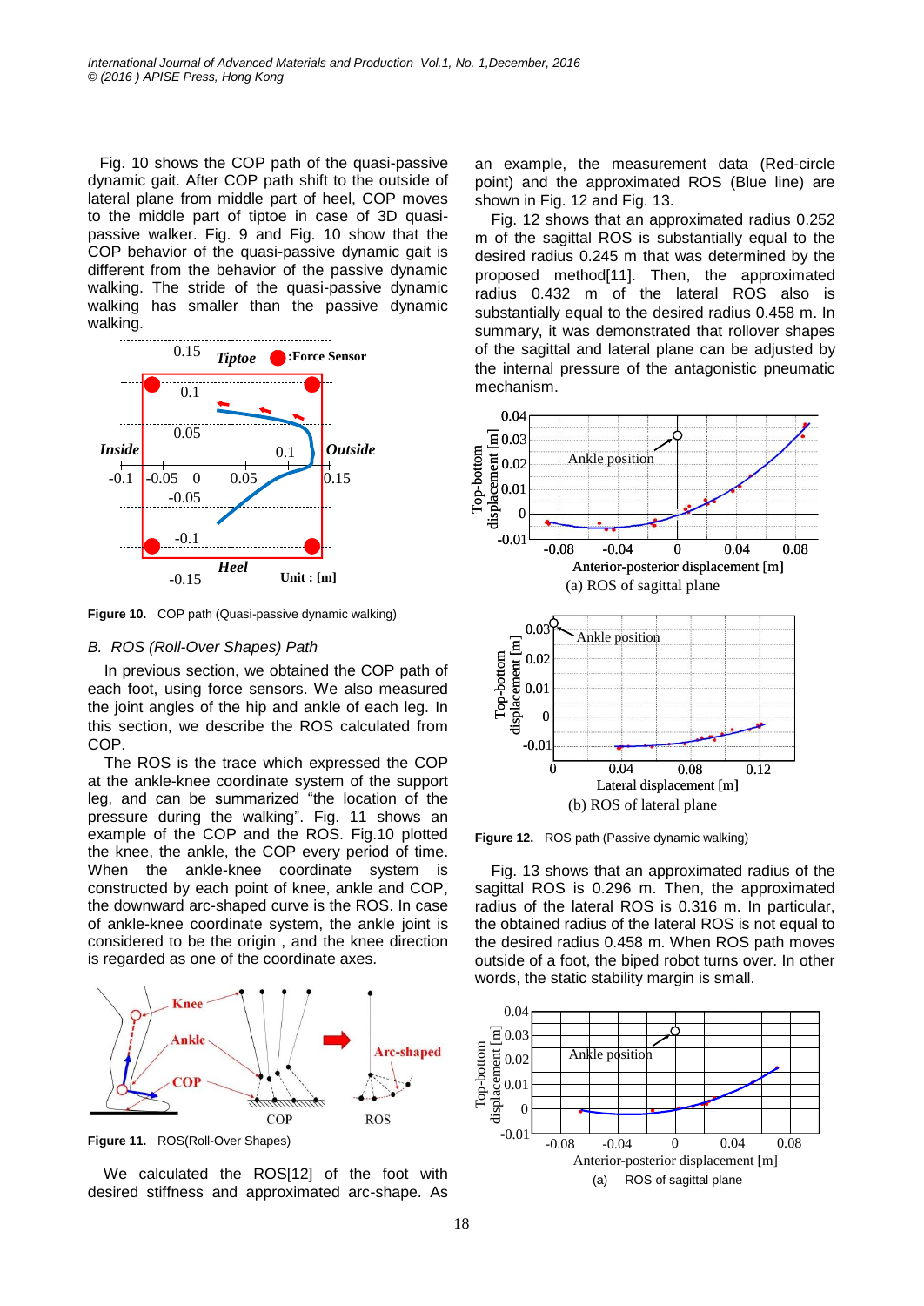Fig. 10 shows the COP path of the quasi-passive dynamic gait. After COP path shift to the outside of lateral plane from middle part of heel, COP moves to the middle part of tiptoe in case of 3D quasi-passive walker. Fig. 9 and Fig. 10 show that the COP behavior of the quasi-passive dynamic gait is different from the behavior of the passive dynamic walking. The stride of the quasi-passive dynamic walking has smaller than the passive dynamic walking.

**Figure 10.** COP path (Quasi-passive dynamic walking)

*B. ROS (Roll-Over Shapes) Path*

In previous section, we obtained the COP path of each foot, using force sensors. We also measured the joint angles of the hip and ankle of each leg. In this section, we describe the ROS calculated from COP.

The ROS is the trace which expressed the COP at the ankle-knee coordinate system of the support leg, and can be summarized "the location of the pressure during the walking". Fig. 11 shows an example of the COP and the ROS. Fig.10 plotted the knee, the ankle, the COP every period of time. When the ankle-knee coordinate system is constructed by each point of knee, ankle and COP, the downward arc-shaped curve is the ROS. In case of ankle-knee coordinate system, the ankle joint is considered to be the origin , and the knee direction is regarded as one of the coordinate axes.

**Figure 11.** ROS(Roll-Over Shapes)

We calculated the ROS[12] of the foot with desired stiffness and approximated arc-shape. As an example, the measurement data (Red-circle point) and the approximated ROS (Blue line) are shown in Fig. 12 and Fig. 13.

Fig. 12 shows that an approximated radius 0.252 m of the sagittal ROS is substantially equal to the desired radius 0.245 m that was determined by the proposed method[11]. Then, the approximated radius 0.432 m of the lateral ROS also is substantially equal to the desired radius 0.458 m. In summary, it was demonstrated that rollover shapes of the sagittal and lateral plane can be adjusted by the internal pressure of the antagonistic pneumatic mechanism.

(a) ROS of sagittal plane

(b) ROS of lateral plane

**Figure 12.** ROS path (Passive dynamic walking)

Fig. 13 shows that an approximated radius of the sagittal ROS is 0.296 m. Then, the approximated radius of the lateral ROS is 0.316 m. In particular, the obtained radius of the lateral ROS is not equal to the desired radius 0.458 m. When ROS path moves outside of a foot, the biped robot turns over. In other words, the static stability margin is small.

(a) ROS of sagittal plane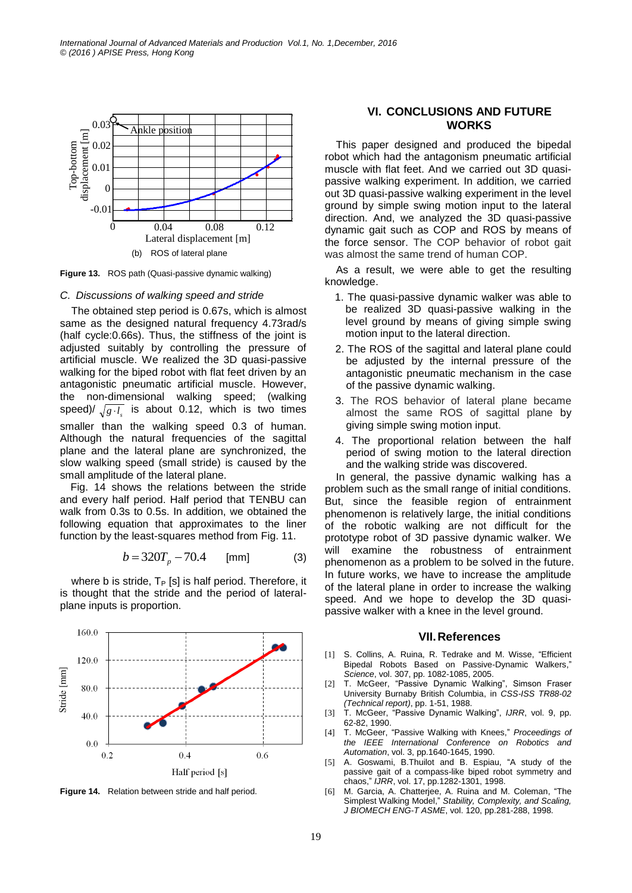(b) ROS of lateral plane

**Figure 13.** ROS path (Quasi-passive dynamic walking)

### *C. Discussions of walking speed and stride*

The obtained step period is 0.67s, which is almost same as the designed natural frequency 4.73rad/s (half cycle:0.66s). Thus, the stiffness of the joint is adjusted suitably by controlling the pressure of artificial muscle. We realized the 3D quasi-passive walking for the biped robot with flat feet driven by an antagonistic pneumatic artificial muscle. However, the non-dimensional walking speed; (walking speed)/ $\sqrt{g \cdot l_s}$ is about 0.12, which is two times smaller than the walking speed 0.3 of human. Although the natural frequencies of the sagittal plane and the lateral plane are synchronized, the slow walking speed (small stride) is caused by the small amplitude of the lateral plane.

Fig. 14 shows the relations between the stride and every half period. Half period that TENBU can walk from 0.3s to 0.5s. In addition, we obtained the following equation that approximates to the liner function by the least-squares method from Fig. 11.

$$b = 320T_p - 70.4 \quad \text{[mm]} \qquad (3)$$

where b is stride, $T_P$ [s] is half period. Therefore, it is thought that the stride and the period of lateral-plane inputs is proportion.

**Figure 14.** Relation between stride and half period.

## VI. CONCLUSIONS AND FUTURE WORKS

This paper designed and produced the bipedal robot which had the antagonism pneumatic artificial muscle with flat feet. And we carried out 3D quasi-passive walking experiment. In addition, we carried out 3D quasi-passive walking experiment in the level ground by simple swing motion input to the lateral direction. And, we analyzed the 3D quasi-passive dynamic gait such as COP and ROS by means of the force sensor. The COP behavior of robot gait was almost the same trend of human COP.

As a result, we were able to get the resulting knowledge.

1. The quasi-passive dynamic walker was able to be realized 3D quasi-passive walking in the level ground by means of giving simple swing motion input to the lateral direction.
2. The ROS of the sagittal and lateral plane could be adjusted by the internal pressure of the antagonistic pneumatic mechanism in the case of the passive dynamic walking.
3. The ROS behavior of lateral plane became almost the same ROS of sagittal plane by giving simple swing motion input.
4. The proportional relation between the half period of swing motion to the lateral direction and the walking stride was discovered.

In general, the passive dynamic walking has a problem such as the small range of initial conditions. But, since the feasible region of entrainment phenomenon is relatively large, the initial conditions of the robotic walking are not difficult for the prototype robot of 3D passive dynamic walker. We will examine the robustness of entrainment phenomenon as a problem to be solved in the future. In future works, we have to increase the amplitude of the lateral plane in order to increase the walking speed. And we hope to develop the 3D quasi-passive walker with a knee in the level ground.

## VII. References

[1] S. Collins, A. Ruina, R. Tedrake and M. Wisse, "Efficient Bipedal Robots Based on Passive-Dynamic Walkers," *Science*, vol. 307, pp. 1082-1085, 2005.

[2] T. McGeer, "Passive Dynamic Walking", Simson Fraser University Burnaby British Columbia, in *CSS-ISS TR88-02 (Technical report)*, pp. 1-51, 1988.

[3] T. McGeer, "Passive Dynamic Walking", *IJRR*, vol. 9, pp. 62-82, 1990.

[4] T. McGeer, "Passive Walking with Knees," *Proceedings of the IEEE International Conference on Robotics and Automation*, vol. 3, pp.1640-1645, 1990.

[5] A. Goswami, B.Thuilot and B. Espiau, "A study of the passive gait of a compass-like biped robot symmetry and chaos," *IJRR*, vol. 17, pp.1282-1301, 1998.

[6] M. Garcia, A. Chatterjee, A. Ruina and M. Coleman, "The Simplest Walking Model," *Stability, Complexity, and Scaling, J BIOMECH ENG-T ASME*, vol. 120, pp.281-288, 1998.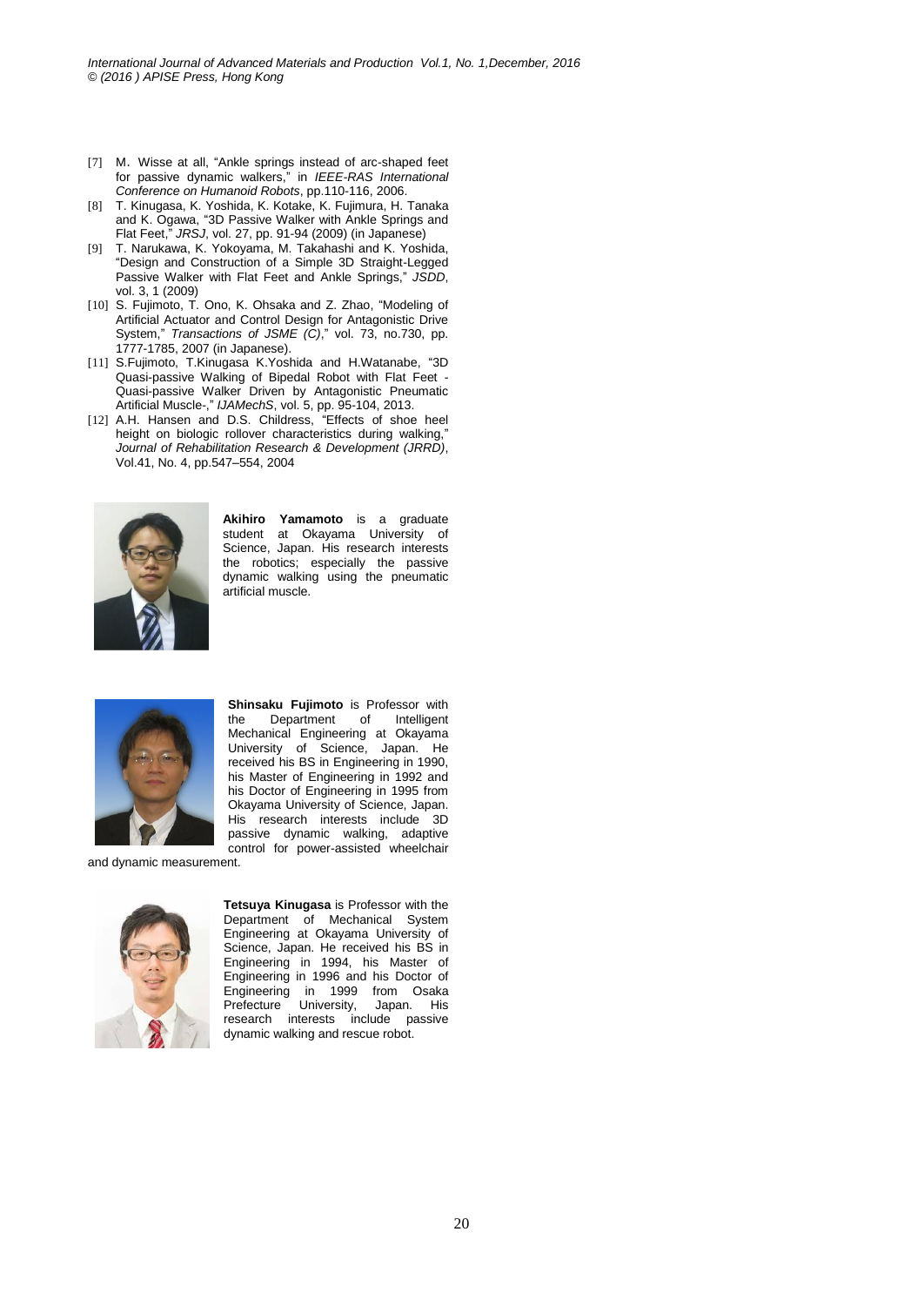[7] M. Wisse at all, "Ankle springs instead of arc-shaped feet for passive dynamic walkers," in *IEEE-RAS International Conference on Humanoid Robots*, pp.110-116, 2006.

[8] T. Kinugasa, K. Yoshida, K. Kotake, K. Fujimura, H. Tanaka and K. Ogawa, "3D Passive Walker with Ankle Springs and Flat Feet," *JRSJ*, vol. 27, pp. 91-94 (2009) (in Japanese)

[9] T. Narukawa, K. Yokoyama, M. Takahashi and K. Yoshida, "Design and Construction of a Simple 3D Straight-Legged Passive Walker with Flat Feet and Ankle Springs," *JSDD*, vol. 3, 1 (2009)

[10] S. Fujimoto, T. Ono, K. Ohsaka and Z. Zhao, "Modeling of Artificial Actuator and Control Design for Antagonistic Drive System," *Transactions of JSME (C)*," vol. 73, no.730, pp. 1777-1785, 2007 (in Japanese).

[11] S.Fujimoto, T.Kinugasa K.Yoshida and H.Watanabe, "3D Quasi-passive Walking of Bipedal Robot with Flat Feet - Quasi-passive Walker Driven by Antagonistic Pneumatic Artificial Muscle-," *IJAMechS*, vol. 5, pp. 95-104, 2013.

[12] A.H. Hansen and D.S. Childress, "Effects of shoe heel height on biologic rollover characteristics during walking," *Journal of Rehabilitation Research & Development (JRRD)*, Vol.41, No. 4, pp.547–554, 2004

**Akihiro Yamamoto** is a graduate student at Okayama University of Science, Japan. His research interests the robotics; especially the passive dynamic walking using the pneumatic artificial muscle.

**Shinsaku Fujimoto** is Professor with the Department of Intelligent Mechanical Engineering at Okayama University of Science, Japan. He received his BS in Engineering in 1990, his Master of Engineering in 1992 and his Doctor of Engineering in 1995 from Okayama University of Science, Japan. His research interests include 3D passive dynamic walking, adaptive control for power-assisted wheelchair and dynamic measurement.

**Tetsuya Kinugasa** is Professor with the Department of Mechanical System Engineering at Okayama University of Science, Japan. He received his BS in Engineering in 1994, his Master of Engineering in 1996 and his Doctor of Engineering in 1999 from Osaka Prefecture University, Japan. His research interests include passive dynamic walking and rescue robot.